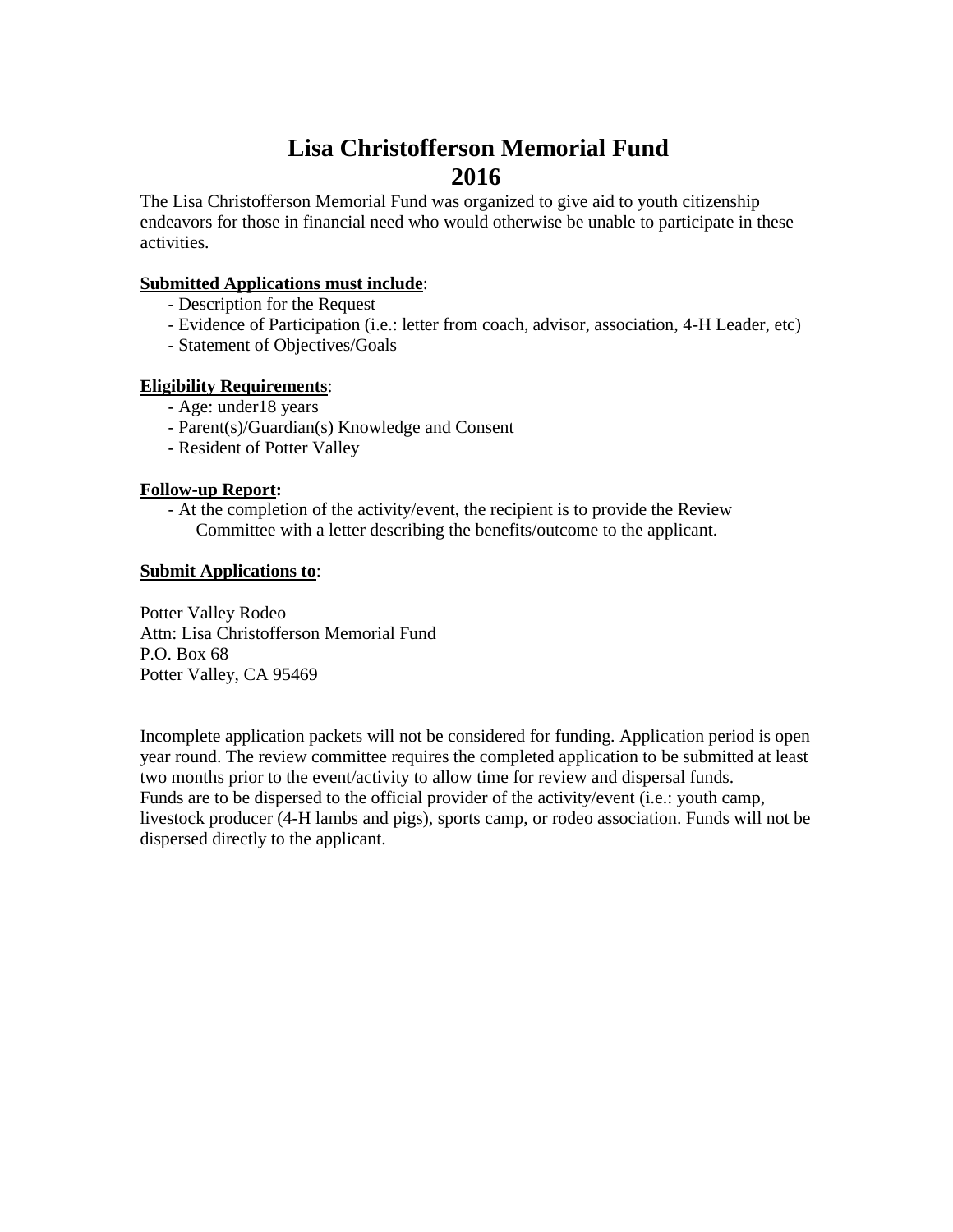# Lisa Christofferson Memorial Fund
# 2016

The Lisa Christofferson Memorial Fund was organized to give aid to youth citizenship endeavors for those in financial need who would otherwise be unable to participate in these activities.

**Submitted Applications must include**:

- Description for the Request
- Evidence of Participation (i.e.: letter from coach, advisor, association, 4-H Leader, etc)
- Statement of Objectives/Goals

**Eligibility Requirements**:

- Age: under18 years
- Parent(s)/Guardian(s) Knowledge and Consent
- Resident of Potter Valley

**Follow-up Report:**

- At the completion of the activity/event, the recipient is to provide the Review Committee with a letter describing the benefits/outcome to the applicant.

**Submit Applications to**:

Potter Valley Rodeo
Attn: Lisa Christofferson Memorial Fund
P.O. Box 68
Potter Valley, CA 95469

Incomplete application packets will not be considered for funding. Application period is open year round. The review committee requires the completed application to be submitted at least two months prior to the event/activity to allow time for review and dispersal funds.
Funds are to be dispersed to the official provider of the activity/event (i.e.: youth camp, livestock producer (4-H lambs and pigs), sports camp, or rodeo association. Funds will not be dispersed directly to the applicant.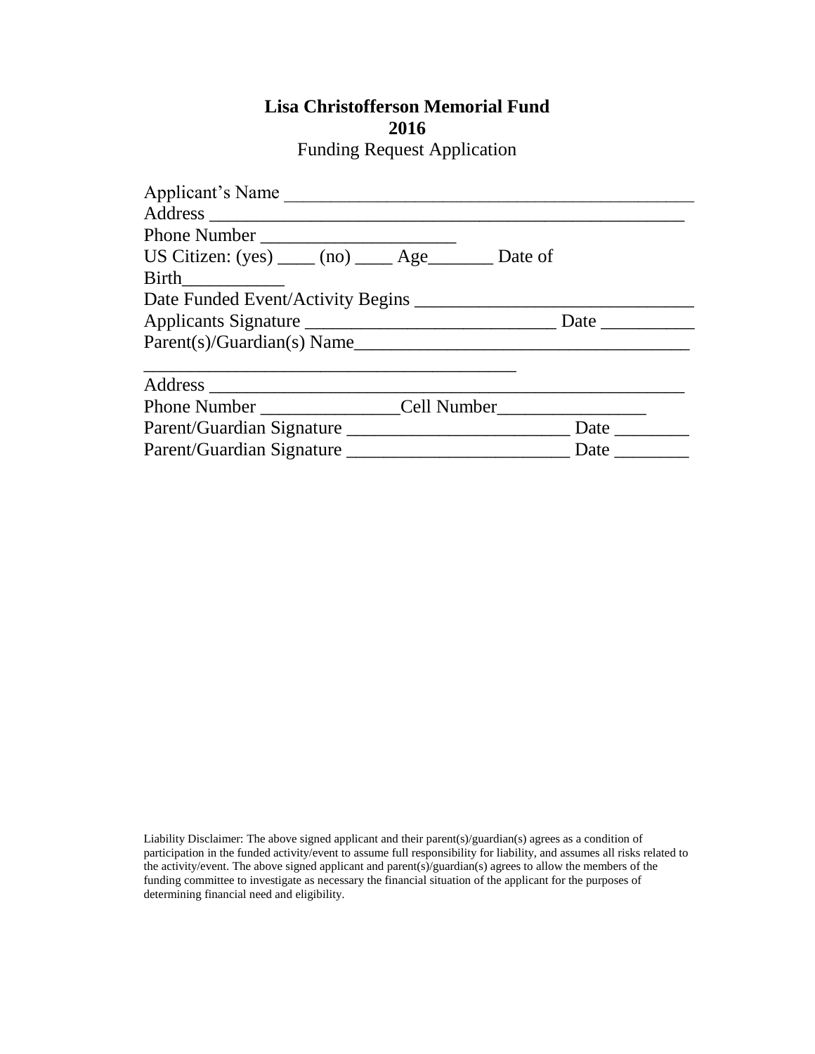**Lisa Christofferson Memorial Fund**
**2016**
Funding Request Application

Applicant's Name ____________________________________________
Address ______________________________________________
Phone Number ____________________
US Citizen: (yes) ____ (no) ____ Age_______ Date of Birth___________
Date Funded Event/Activity Begins ______________________________
Applicants Signature ___________________________ Date __________
Parent(s)/Guardian(s) Name___________________________________
__________________________________________
Address ______________________________________________
Phone Number _______________Cell Number________________
Parent/Guardian Signature ________________________ Date ________
Parent/Guardian Signature ________________________ Date ________

Liability Disclaimer: The above signed applicant and their parent(s)/guardian(s) agrees as a condition of participation in the funded activity/event to assume full responsibility for liability, and assumes all risks related to the activity/event. The above signed applicant and parent(s)/guardian(s) agrees to allow the members of the funding committee to investigate as necessary the financial situation of the applicant for the purposes of determining financial need and eligibility.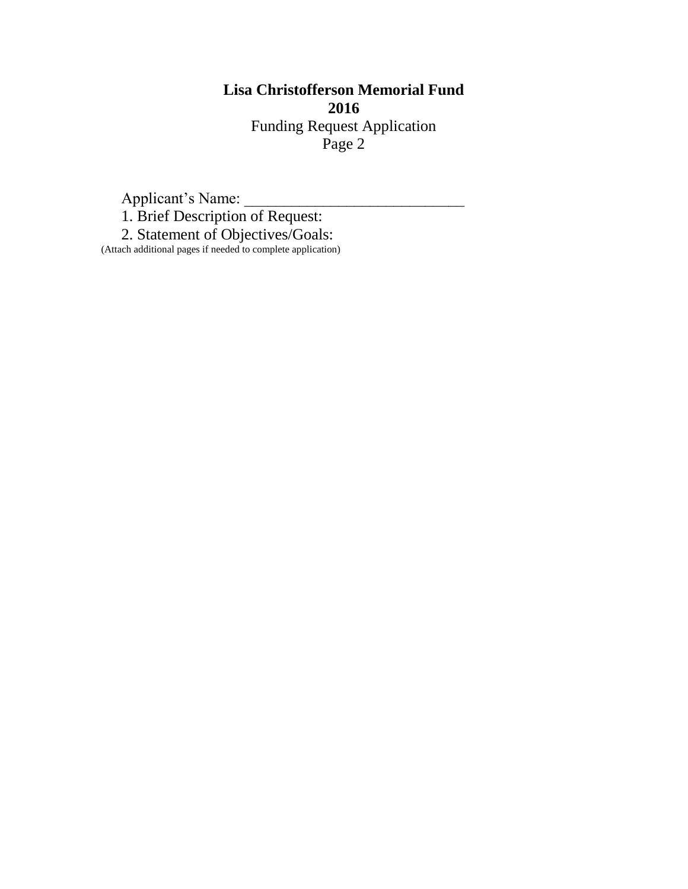**Lisa Christofferson Memorial Fund**
**2016**
Funding Request Application
Page 2

Applicant's Name: ___________________________

1. Brief Description of Request:

2. Statement of Objectives/Goals:

(Attach additional pages if needed to complete application)